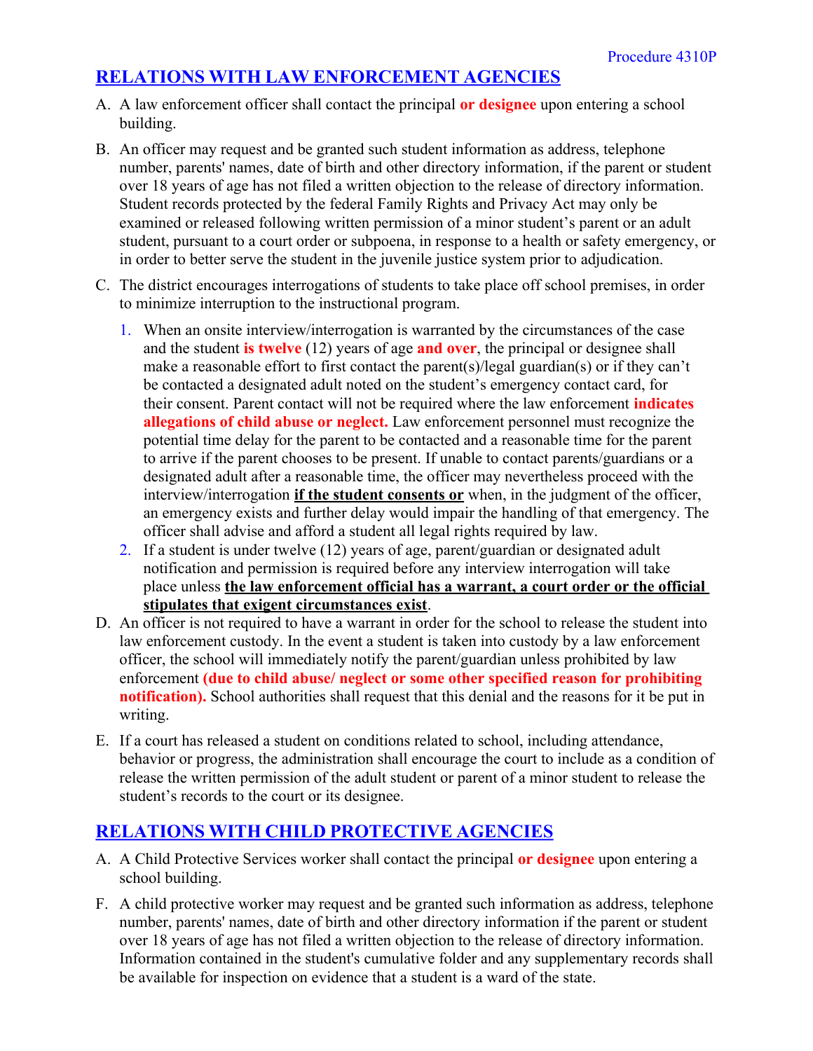Procedure 4310P

## RELATIONS WITH LAW ENFORCEMENT AGENCIES

A. A law enforcement officer shall contact the principal **or designee** upon entering a school building.

B. An officer may request and be granted such student information as address, telephone number, parents' names, date of birth and other directory information, if the parent or student over 18 years of age has not filed a written objection to the release of directory information. Student records protected by the federal Family Rights and Privacy Act may only be examined or released following written permission of a minor student's parent or an adult student, pursuant to a court order or subpoena, in response to a health or safety emergency, or in order to better serve the student in the juvenile justice system prior to adjudication.

C. The district encourages interrogations of students to take place off school premises, in order to minimize interruption to the instructional program.

   1. When an onsite interview/interrogation is warranted by the circumstances of the case and the student **is twelve** (12) years of age **and over**, the principal or designee shall make a reasonable effort to first contact the parent(s)/legal guardian(s) or if they can't be contacted a designated adult noted on the student's emergency contact card, for their consent. Parent contact will not be required where the law enforcement **indicates allegations of child abuse or neglect.** Law enforcement personnel must recognize the potential time delay for the parent to be contacted and a reasonable time for the parent to arrive if the parent chooses to be present. If unable to contact parents/guardians or a designated adult after a reasonable time, the officer may nevertheless proceed with the interview/interrogation **if the student consents or** when, in the judgment of the officer, an emergency exists and further delay would impair the handling of that emergency. The officer shall advise and afford a student all legal rights required by law.
   2. If a student is under twelve (12) years of age, parent/guardian or designated adult notification and permission is required before any interview interrogation will take place unless **the law enforcement official has a warrant, a court order or the official stipulates that exigent circumstances exist**.

D. An officer is not required to have a warrant in order for the school to release the student into law enforcement custody. In the event a student is taken into custody by a law enforcement officer, the school will immediately notify the parent/guardian unless prohibited by law enforcement **(due to child abuse/ neglect or some other specified reason for prohibiting notification).** School authorities shall request that this denial and the reasons for it be put in writing.

E. If a court has released a student on conditions related to school, including attendance, behavior or progress, the administration shall encourage the court to include as a condition of release the written permission of the adult student or parent of a minor student to release the student's records to the court or its designee.

## RELATIONS WITH CHILD PROTECTIVE AGENCIES

A. A Child Protective Services worker shall contact the principal **or designee** upon entering a school building.

F. A child protective worker may request and be granted such information as address, telephone number, parents' names, date of birth and other directory information if the parent or student over 18 years of age has not filed a written objection to the release of directory information. Information contained in the student's cumulative folder and any supplementary records shall be available for inspection on evidence that a student is a ward of the state.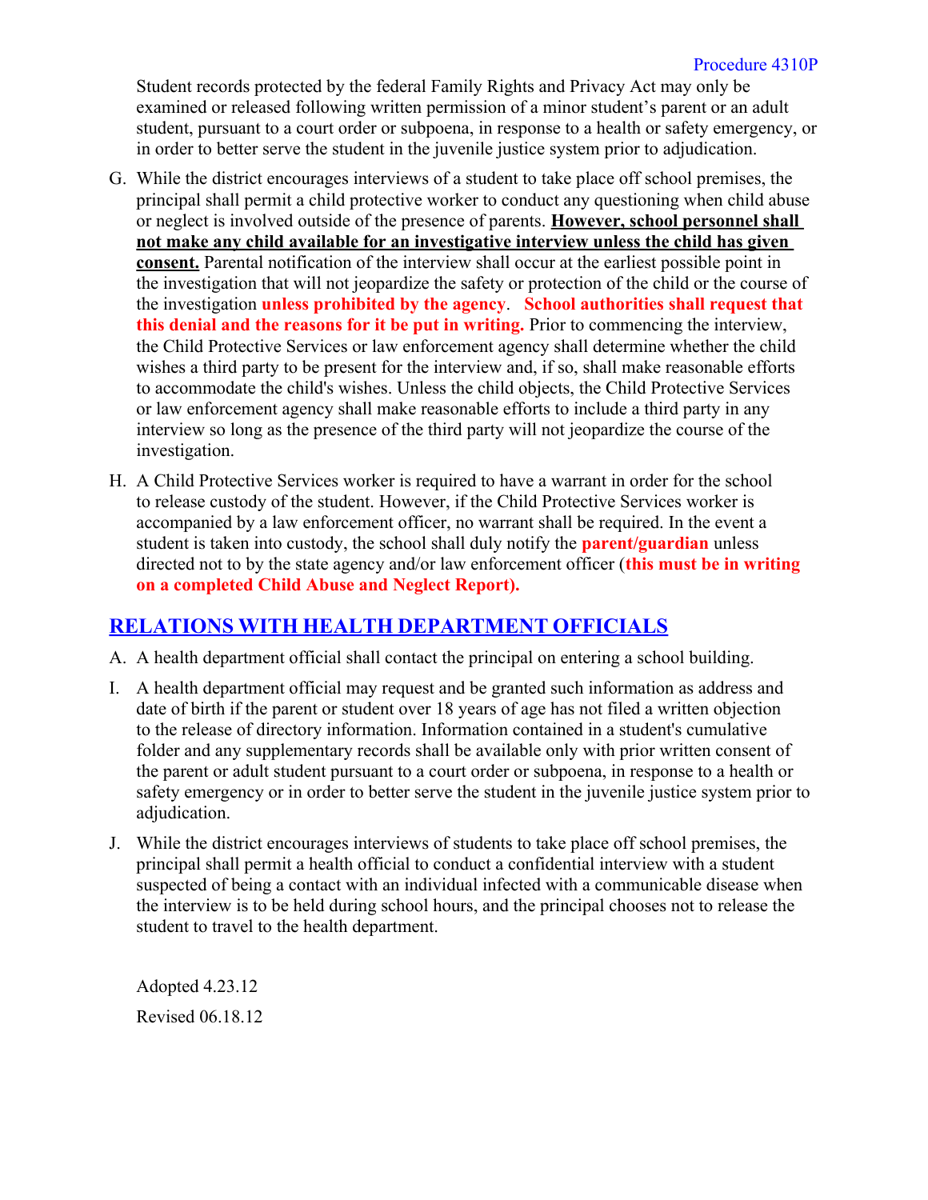Student records protected by the federal Family Rights and Privacy Act may only be examined or released following written permission of a minor student's parent or an adult student, pursuant to a court order or subpoena, in response to a health or safety emergency, or in order to better serve the student in the juvenile justice system prior to adjudication.

G. While the district encourages interviews of a student to take place off school premises, the principal shall permit a child protective worker to conduct any questioning when child abuse or neglect is involved outside of the presence of parents. **However, school personnel shall not make any child available for an investigative interview unless the child has given consent.** Parental notification of the interview shall occur at the earliest possible point in the investigation that will not jeopardize the safety or protection of the child or the course of the investigation **unless prohibited by the agency**. **School authorities shall request that this denial and the reasons for it be put in writing.** Prior to commencing the interview, the Child Protective Services or law enforcement agency shall determine whether the child wishes a third party to be present for the interview and, if so, shall make reasonable efforts to accommodate the child's wishes. Unless the child objects, the Child Protective Services or law enforcement agency shall make reasonable efforts to include a third party in any interview so long as the presence of the third party will not jeopardize the course of the investigation.

H. A Child Protective Services worker is required to have a warrant in order for the school to release custody of the student. However, if the Child Protective Services worker is accompanied by a law enforcement officer, no warrant shall be required. In the event a student is taken into custody, the school shall duly notify the **parent/guardian** unless directed not to by the state agency and/or law enforcement officer (**this must be in writing on a completed Child Abuse and Neglect Report).**

## RELATIONS WITH HEALTH DEPARTMENT OFFICIALS

A. A health department official shall contact the principal on entering a school building.

I. A health department official may request and be granted such information as address and date of birth if the parent or student over 18 years of age has not filed a written objection to the release of directory information. Information contained in a student's cumulative folder and any supplementary records shall be available only with prior written consent of the parent or adult student pursuant to a court order or subpoena, in response to a health or safety emergency or in order to better serve the student in the juvenile justice system prior to adjudication.

J. While the district encourages interviews of students to take place off school premises, the principal shall permit a health official to conduct a confidential interview with a student suspected of being a contact with an individual infected with a communicable disease when the interview is to be held during school hours, and the principal chooses not to release the student to travel to the health department.

Adopted 4.23.12

Revised 06.18.12